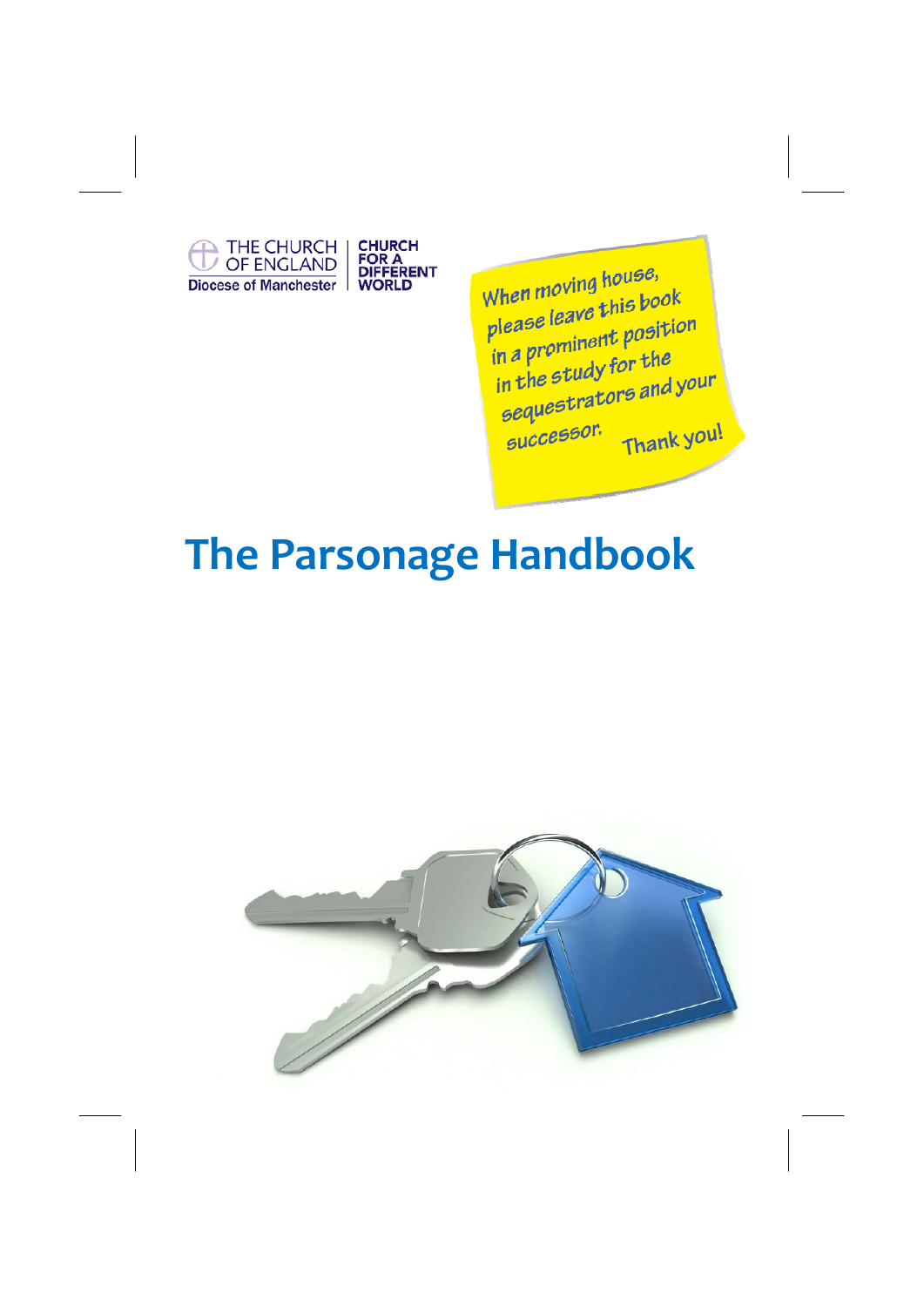THE CHURCH OF ENGLAND
Diocese of Manchester

CHURCH FOR A DIFFERENT WORLD

When moving house, please leave this book in a prominent position in the study for the sequestrators and your successor. Thank you!

# The Parsonage Handbook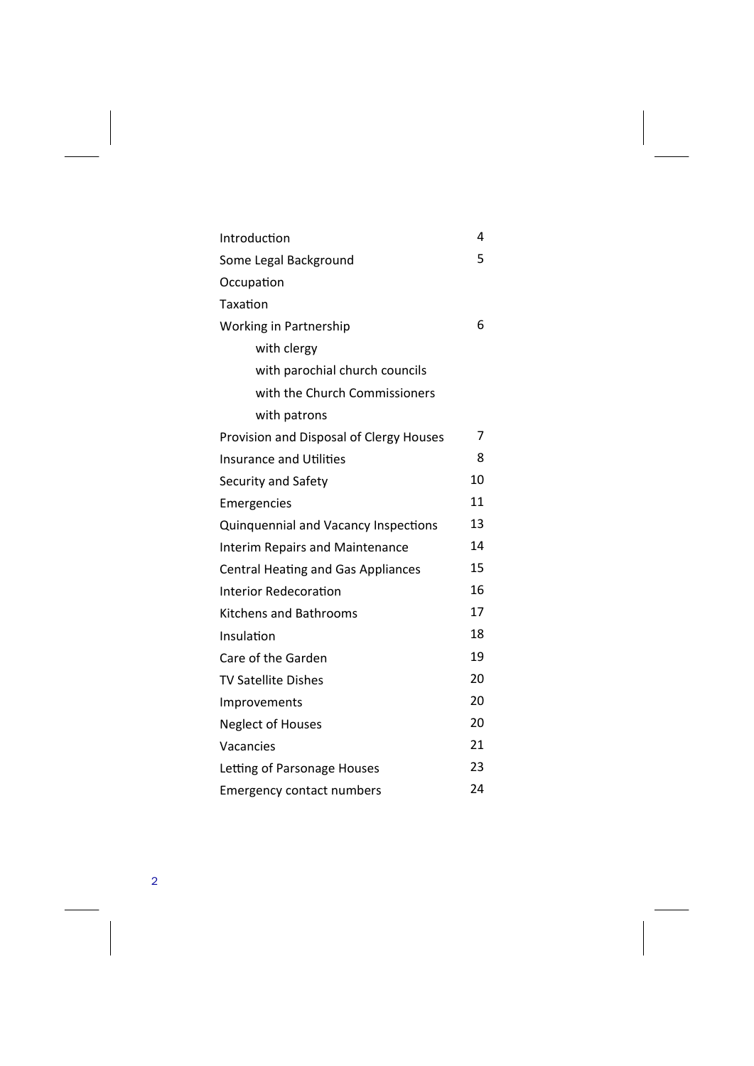| | |
|---|---|
| Introduction | 4 |
| Some Legal Background | 5 |
| Occupation | |
| Taxation | |
| Working in Partnership | 6 |
| with clergy | |
| with parochial church councils | |
| with the Church Commissioners | |
| with patrons | |
| Provision and Disposal of Clergy Houses | 7 |
| Insurance and Utilities | 8 |
| Security and Safety | 10 |
| Emergencies | 11 |
| Quinquennial and Vacancy Inspections | 13 |
| Interim Repairs and Maintenance | 14 |
| Central Heating and Gas Appliances | 15 |
| Interior Redecoration | 16 |
| Kitchens and Bathrooms | 17 |
| Insulation | 18 |
| Care of the Garden | 19 |
| TV Satellite Dishes | 20 |
| Improvements | 20 |
| Neglect of Houses | 20 |
| Vacancies | 21 |
| Letting of Parsonage Houses | 23 |
| Emergency contact numbers | 24 |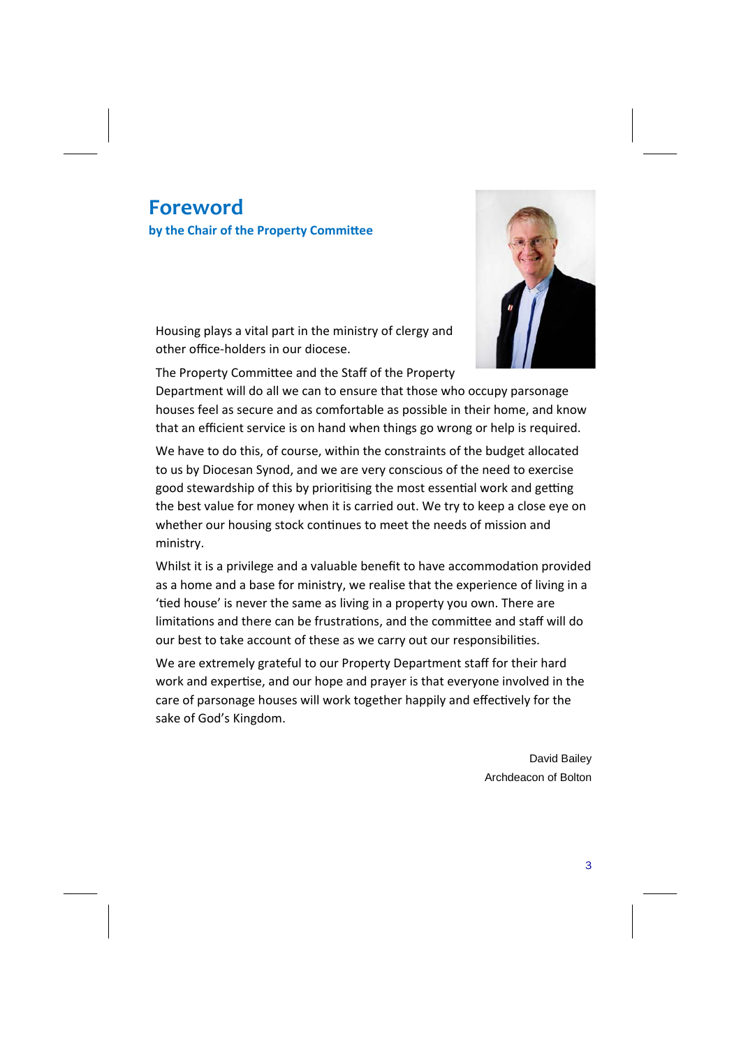# Foreword

## by the Chair of the Property Committee

Housing plays a vital part in the ministry of clergy and other office-holders in our diocese.

The Property Committee and the Staff of the Property Department will do all we can to ensure that those who occupy parsonage houses feel as secure and as comfortable as possible in their home, and know that an efficient service is on hand when things go wrong or help is required.

We have to do this, of course, within the constraints of the budget allocated to us by Diocesan Synod, and we are very conscious of the need to exercise good stewardship of this by prioritising the most essential work and getting the best value for money when it is carried out. We try to keep a close eye on whether our housing stock continues to meet the needs of mission and ministry.

Whilst it is a privilege and a valuable benefit to have accommodation provided as a home and a base for ministry, we realise that the experience of living in a 'tied house' is never the same as living in a property you own. There are limitations and there can be frustrations, and the committee and staff will do our best to take account of these as we carry out our responsibilities.

We are extremely grateful to our Property Department staff for their hard work and expertise, and our hope and prayer is that everyone involved in the care of parsonage houses will work together happily and effectively for the sake of God's Kingdom.

David Bailey
Archdeacon of Bolton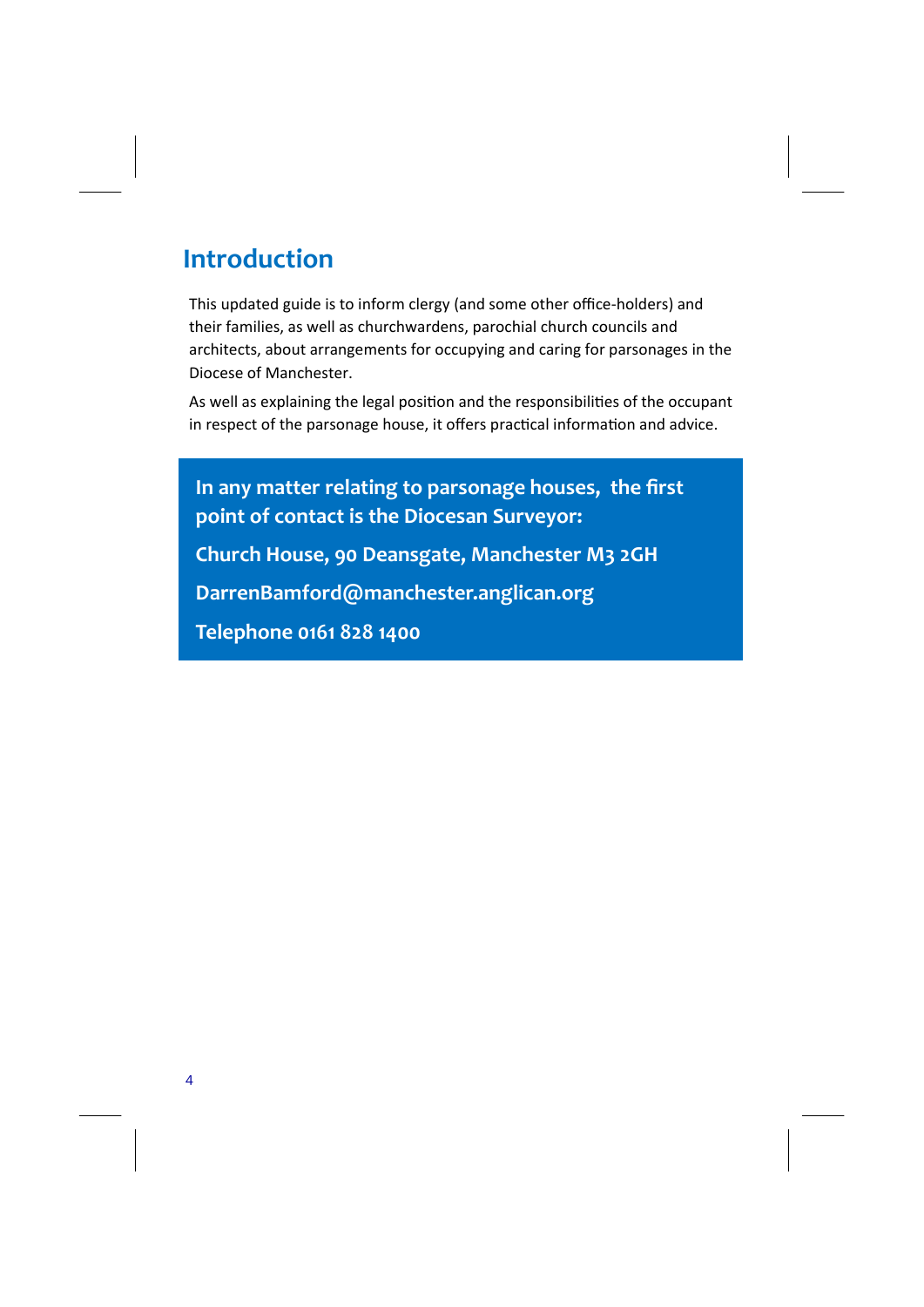# Introduction

This updated guide is to inform clergy (and some other office-holders) and their families, as well as churchwardens, parochial church councils and architects, about arrangements for occupying and caring for parsonages in the Diocese of Manchester.

As well as explaining the legal position and the responsibilities of the occupant in respect of the parsonage house, it offers practical information and advice.

**In any matter relating to parsonage houses, the first point of contact is the Diocesan Surveyor:**

**Church House, 90 Deansgate, Manchester M3 2GH**

**DarrenBamford@manchester.anglican.org**

**Telephone 0161 828 1400**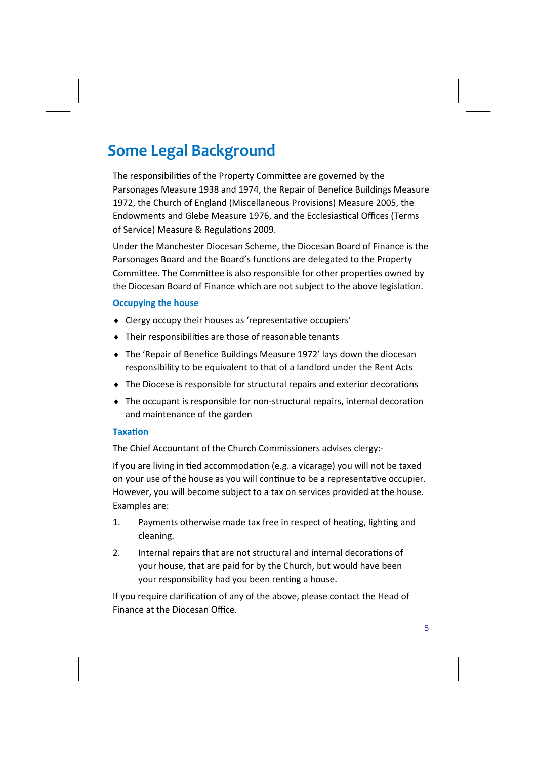# Some Legal Background

The responsibilities of the Property Committee are governed by the Parsonages Measure 1938 and 1974, the Repair of Benefice Buildings Measure 1972, the Church of England (Miscellaneous Provisions) Measure 2005, the Endowments and Glebe Measure 1976, and the Ecclesiastical Offices (Terms of Service) Measure & Regulations 2009.

Under the Manchester Diocesan Scheme, the Diocesan Board of Finance is the Parsonages Board and the Board's functions are delegated to the Property Committee. The Committee is also responsible for other properties owned by the Diocesan Board of Finance which are not subject to the above legislation.

### Occupying the house

- Clergy occupy their houses as 'representative occupiers'
- Their responsibilities are those of reasonable tenants
- The 'Repair of Benefice Buildings Measure 1972' lays down the diocesan responsibility to be equivalent to that of a landlord under the Rent Acts
- The Diocese is responsible for structural repairs and exterior decorations
- The occupant is responsible for non-structural repairs, internal decoration and maintenance of the garden

### Taxation

The Chief Accountant of the Church Commissioners advises clergy:-

If you are living in tied accommodation (e.g. a vicarage) you will not be taxed on your use of the house as you will continue to be a representative occupier. However, you will become subject to a tax on services provided at the house. Examples are:

1. Payments otherwise made tax free in respect of heating, lighting and cleaning.
2. Internal repairs that are not structural and internal decorations of your house, that are paid for by the Church, but would have been your responsibility had you been renting a house.

If you require clarification of any of the above, please contact the Head of Finance at the Diocesan Office.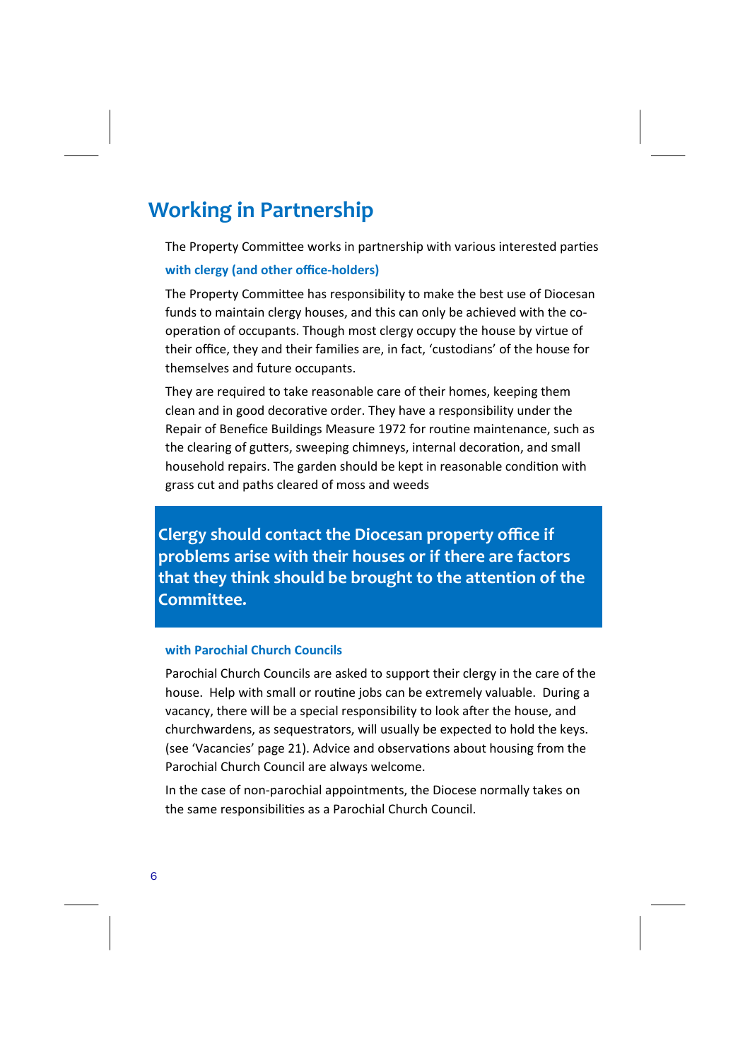## Working in Partnership

The Property Committee works in partnership with various interested parties

### with clergy (and other office-holders)

The Property Committee has responsibility to make the best use of Diocesan funds to maintain clergy houses, and this can only be achieved with the co-operation of occupants. Though most clergy occupy the house by virtue of their office, they and their families are, in fact, 'custodians' of the house for themselves and future occupants.

They are required to take reasonable care of their homes, keeping them clean and in good decorative order. They have a responsibility under the Repair of Benefice Buildings Measure 1972 for routine maintenance, such as the clearing of gutters, sweeping chimneys, internal decoration, and small household repairs. The garden should be kept in reasonable condition with grass cut and paths cleared of moss and weeds

**Clergy should contact the Diocesan property office if problems arise with their houses or if there are factors that they think should be brought to the attention of the Committee.**

### with Parochial Church Councils

Parochial Church Councils are asked to support their clergy in the care of the house. Help with small or routine jobs can be extremely valuable. During a vacancy, there will be a special responsibility to look after the house, and churchwardens, as sequestrators, will usually be expected to hold the keys. (see 'Vacancies' page 21). Advice and observations about housing from the Parochial Church Council are always welcome.

In the case of non-parochial appointments, the Diocese normally takes on the same responsibilities as a Parochial Church Council.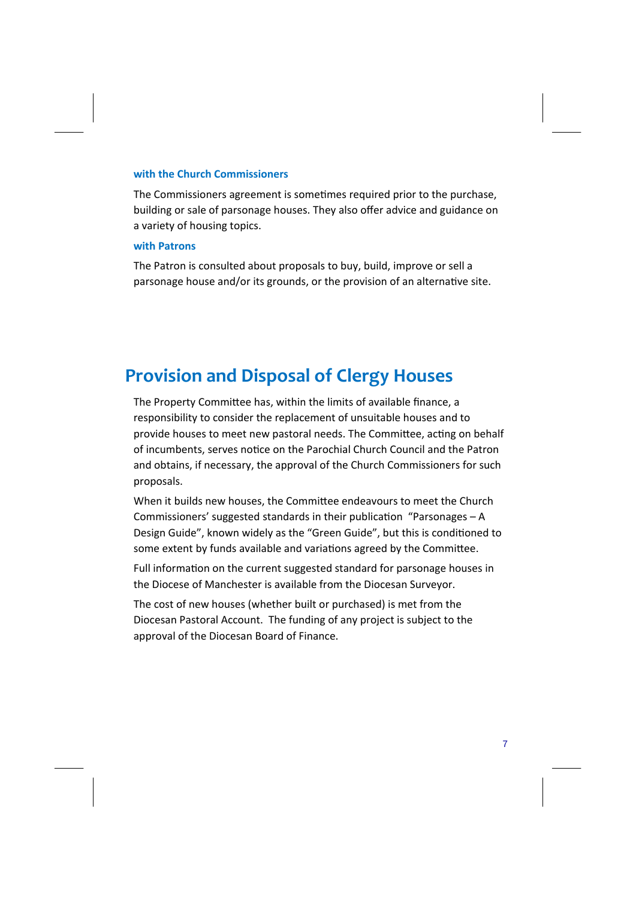#### with the Church Commissioners

The Commissioners agreement is sometimes required prior to the purchase, building or sale of parsonage houses. They also offer advice and guidance on a variety of housing topics.

#### with Patrons

The Patron is consulted about proposals to buy, build, improve or sell a parsonage house and/or its grounds, or the provision of an alternative site.

## Provision and Disposal of Clergy Houses

The Property Committee has, within the limits of available finance, a responsibility to consider the replacement of unsuitable houses and to provide houses to meet new pastoral needs. The Committee, acting on behalf of incumbents, serves notice on the Parochial Church Council and the Patron and obtains, if necessary, the approval of the Church Commissioners for such proposals.

When it builds new houses, the Committee endeavours to meet the Church Commissioners' suggested standards in their publication "Parsonages – A Design Guide", known widely as the "Green Guide", but this is conditioned to some extent by funds available and variations agreed by the Committee.

Full information on the current suggested standard for parsonage houses in the Diocese of Manchester is available from the Diocesan Surveyor.

The cost of new houses (whether built or purchased) is met from the Diocesan Pastoral Account. The funding of any project is subject to the approval of the Diocesan Board of Finance.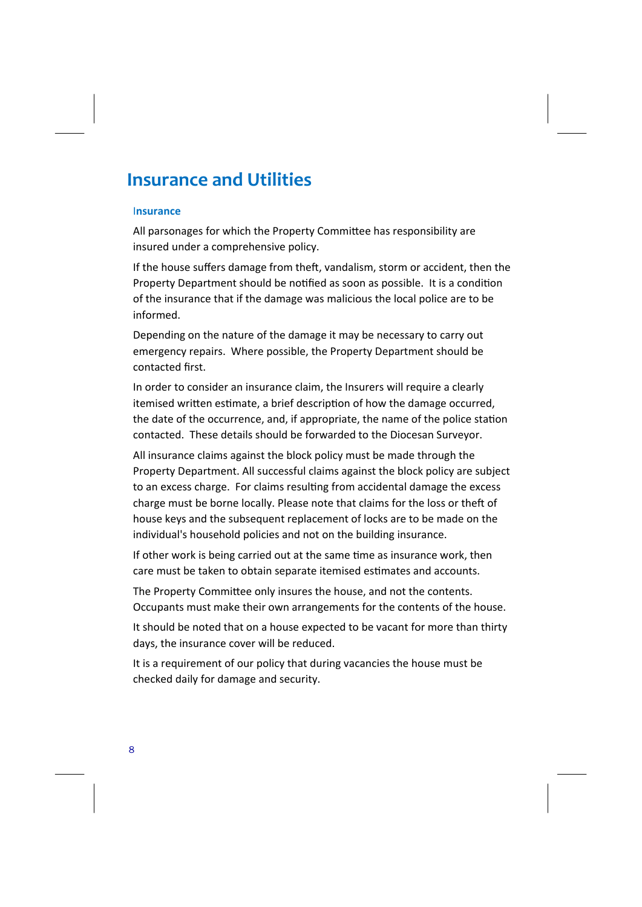# Insurance and Utilities

## Insurance

All parsonages for which the Property Committee has responsibility are insured under a comprehensive policy.

If the house suffers damage from theft, vandalism, storm or accident, then the Property Department should be notified as soon as possible. It is a condition of the insurance that if the damage was malicious the local police are to be informed.

Depending on the nature of the damage it may be necessary to carry out emergency repairs. Where possible, the Property Department should be contacted first.

In order to consider an insurance claim, the Insurers will require a clearly itemised written estimate, a brief description of how the damage occurred, the date of the occurrence, and, if appropriate, the name of the police station contacted. These details should be forwarded to the Diocesan Surveyor.

All insurance claims against the block policy must be made through the Property Department. All successful claims against the block policy are subject to an excess charge. For claims resulting from accidental damage the excess charge must be borne locally. Please note that claims for the loss or theft of house keys and the subsequent replacement of locks are to be made on the individual's household policies and not on the building insurance.

If other work is being carried out at the same time as insurance work, then care must be taken to obtain separate itemised estimates and accounts.

The Property Committee only insures the house, and not the contents. Occupants must make their own arrangements for the contents of the house.

It should be noted that on a house expected to be vacant for more than thirty days, the insurance cover will be reduced.

It is a requirement of our policy that during vacancies the house must be checked daily for damage and security.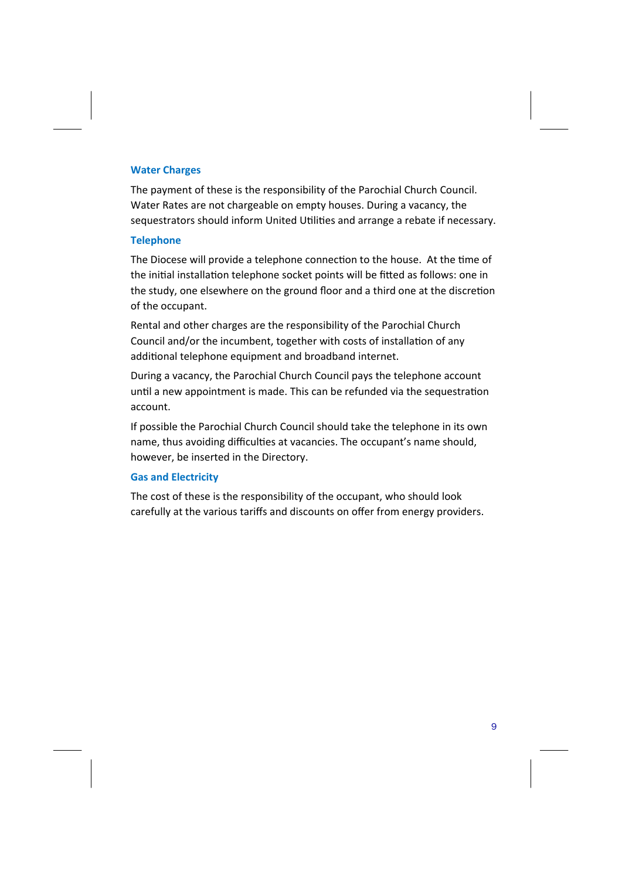### Water Charges

The payment of these is the responsibility of the Parochial Church Council. Water Rates are not chargeable on empty houses. During a vacancy, the sequestrators should inform United Utilities and arrange a rebate if necessary.

### Telephone

The Diocese will provide a telephone connection to the house. At the time of the initial installation telephone socket points will be fitted as follows: one in the study, one elsewhere on the ground floor and a third one at the discretion of the occupant.

Rental and other charges are the responsibility of the Parochial Church Council and/or the incumbent, together with costs of installation of any additional telephone equipment and broadband internet.

During a vacancy, the Parochial Church Council pays the telephone account until a new appointment is made. This can be refunded via the sequestration account.

If possible the Parochial Church Council should take the telephone in its own name, thus avoiding difficulties at vacancies. The occupant's name should, however, be inserted in the Directory.

### Gas and Electricity

The cost of these is the responsibility of the occupant, who should look carefully at the various tariffs and discounts on offer from energy providers.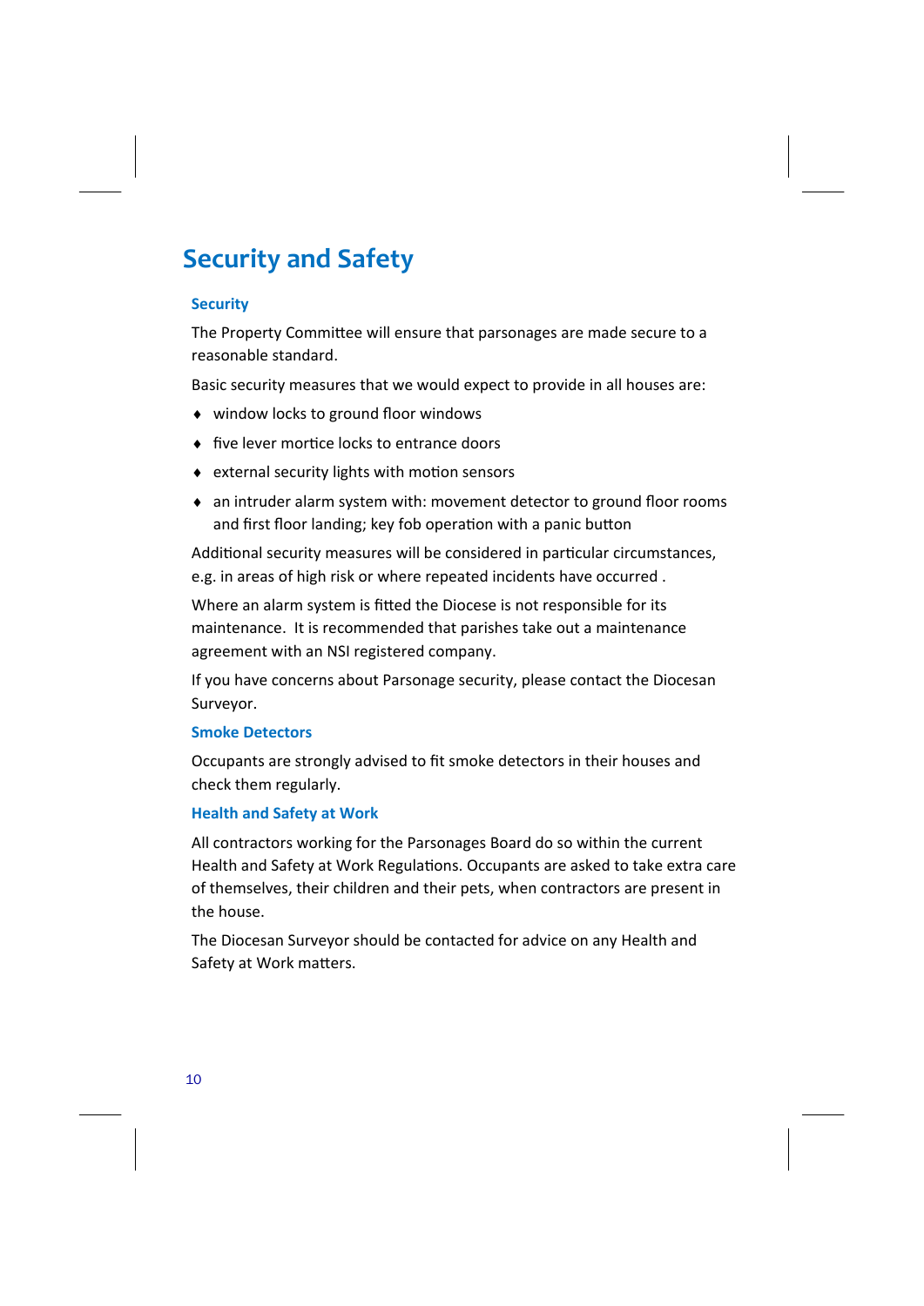# Security and Safety

## Security

The Property Committee will ensure that parsonages are made secure to a reasonable standard.

Basic security measures that we would expect to provide in all houses are:

- window locks to ground floor windows
- five lever mortice locks to entrance doors
- external security lights with motion sensors
- an intruder alarm system with: movement detector to ground floor rooms and first floor landing; key fob operation with a panic button

Additional security measures will be considered in particular circumstances, e.g. in areas of high risk or where repeated incidents have occurred .

Where an alarm system is fitted the Diocese is not responsible for its maintenance. It is recommended that parishes take out a maintenance agreement with an NSI registered company.

If you have concerns about Parsonage security, please contact the Diocesan Surveyor.

## Smoke Detectors

Occupants are strongly advised to fit smoke detectors in their houses and check them regularly.

## Health and Safety at Work

All contractors working for the Parsonages Board do so within the current Health and Safety at Work Regulations. Occupants are asked to take extra care of themselves, their children and their pets, when contractors are present in the house.

The Diocesan Surveyor should be contacted for advice on any Health and Safety at Work matters.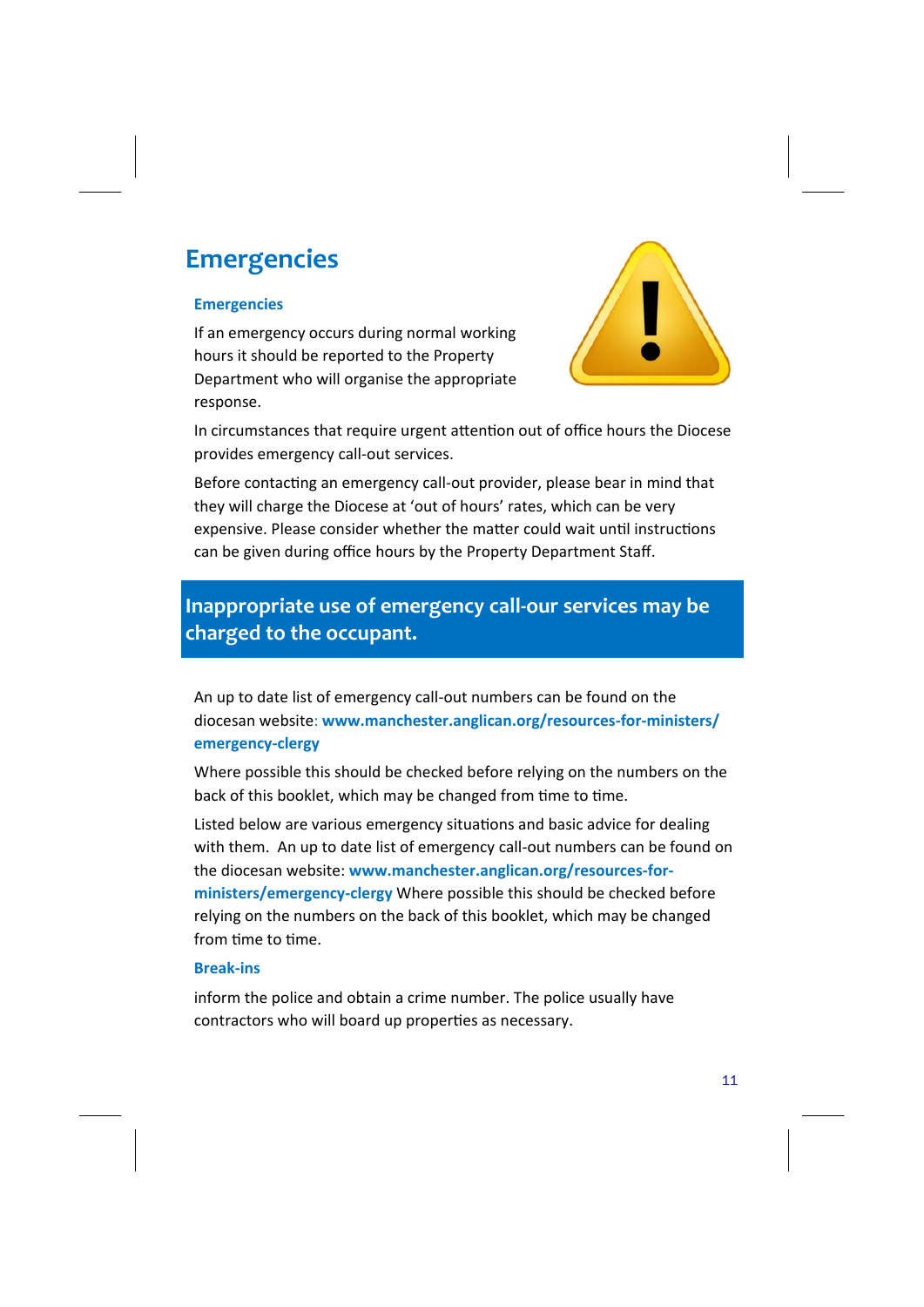# Emergencies

### Emergencies

If an emergency occurs during normal working hours it should be reported to the Property Department who will organise the appropriate response.

In circumstances that require urgent attention out of office hours the Diocese provides emergency call-out services.

Before contacting an emergency call-out provider, please bear in mind that they will charge the Diocese at 'out of hours' rates, which can be very expensive. Please consider whether the matter could wait until instructions can be given during office hours by the Property Department Staff.

**Inappropriate use of emergency call-our services may be charged to the occupant.**

An up to date list of emergency call-out numbers can be found on the diocesan website: **www.manchester.anglican.org/resources-for-ministers/emergency-clergy**

Where possible this should be checked before relying on the numbers on the back of this booklet, which may be changed from time to time.

Listed below are various emergency situations and basic advice for dealing with them. An up to date list of emergency call-out numbers can be found on the diocesan website: **www.manchester.anglican.org/resources-for-ministers/emergency-clergy** Where possible this should be checked before relying on the numbers on the back of this booklet, which may be changed from time to time.

### Break-ins

inform the police and obtain a crime number. The police usually have contractors who will board up properties as necessary.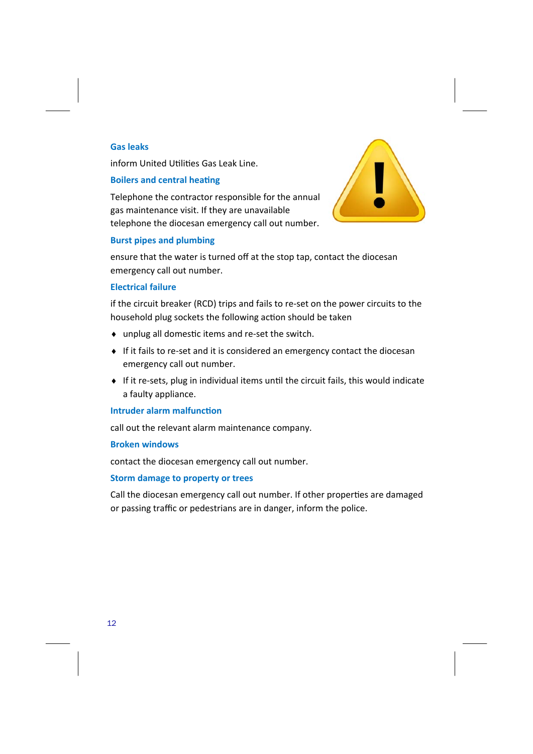### Gas leaks

inform United Utilities Gas Leak Line.

### Boilers and central heating

Telephone the contractor responsible for the annual gas maintenance visit. If they are unavailable telephone the diocesan emergency call out number.

### Burst pipes and plumbing

ensure that the water is turned off at the stop tap, contact the diocesan emergency call out number.

### Electrical failure

if the circuit breaker (RCD) trips and fails to re-set on the power circuits to the household plug sockets the following action should be taken

- unplug all domestic items and re-set the switch.
- If it fails to re-set and it is considered an emergency contact the diocesan emergency call out number.
- If it re-sets, plug in individual items until the circuit fails, this would indicate a faulty appliance.

### Intruder alarm malfunction

call out the relevant alarm maintenance company.

### Broken windows

contact the diocesan emergency call out number.

### Storm damage to property or trees

Call the diocesan emergency call out number. If other properties are damaged or passing traffic or pedestrians are in danger, inform the police.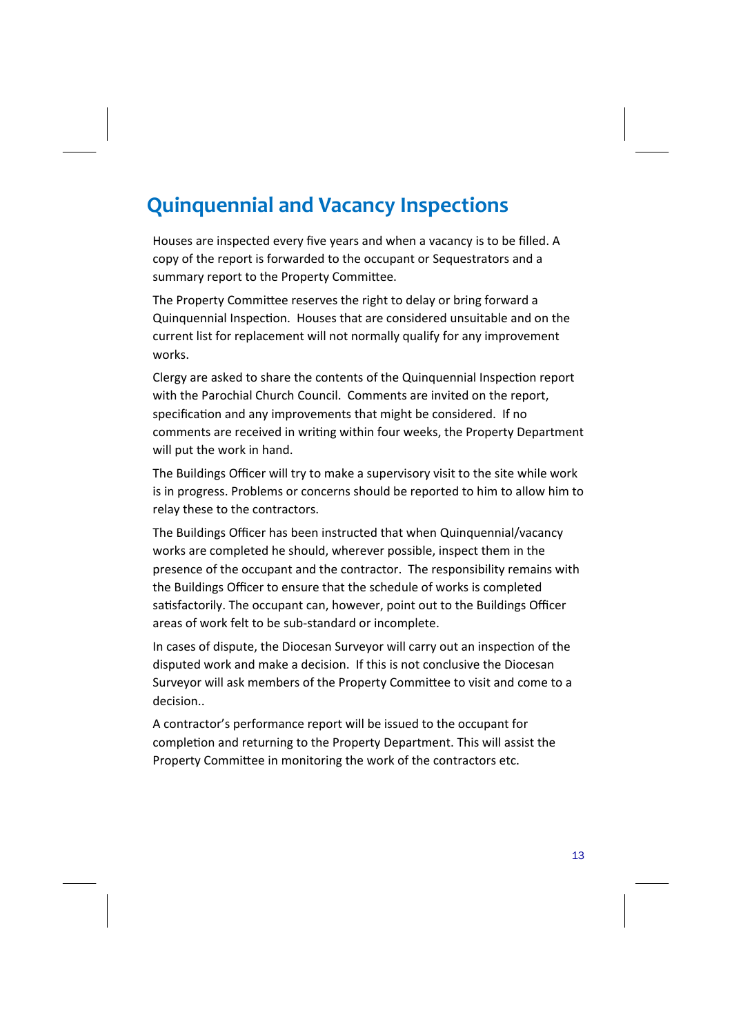# Quinquennial and Vacancy Inspections

Houses are inspected every five years and when a vacancy is to be filled. A copy of the report is forwarded to the occupant or Sequestrators and a summary report to the Property Committee.

The Property Committee reserves the right to delay or bring forward a Quinquennial Inspection. Houses that are considered unsuitable and on the current list for replacement will not normally qualify for any improvement works.

Clergy are asked to share the contents of the Quinquennial Inspection report with the Parochial Church Council. Comments are invited on the report, specification and any improvements that might be considered. If no comments are received in writing within four weeks, the Property Department will put the work in hand.

The Buildings Officer will try to make a supervisory visit to the site while work is in progress. Problems or concerns should be reported to him to allow him to relay these to the contractors.

The Buildings Officer has been instructed that when Quinquennial/vacancy works are completed he should, wherever possible, inspect them in the presence of the occupant and the contractor. The responsibility remains with the Buildings Officer to ensure that the schedule of works is completed satisfactorily. The occupant can, however, point out to the Buildings Officer areas of work felt to be sub-standard or incomplete.

In cases of dispute, the Diocesan Surveyor will carry out an inspection of the disputed work and make a decision. If this is not conclusive the Diocesan Surveyor will ask members of the Property Committee to visit and come to a decision..

A contractor's performance report will be issued to the occupant for completion and returning to the Property Department. This will assist the Property Committee in monitoring the work of the contractors etc.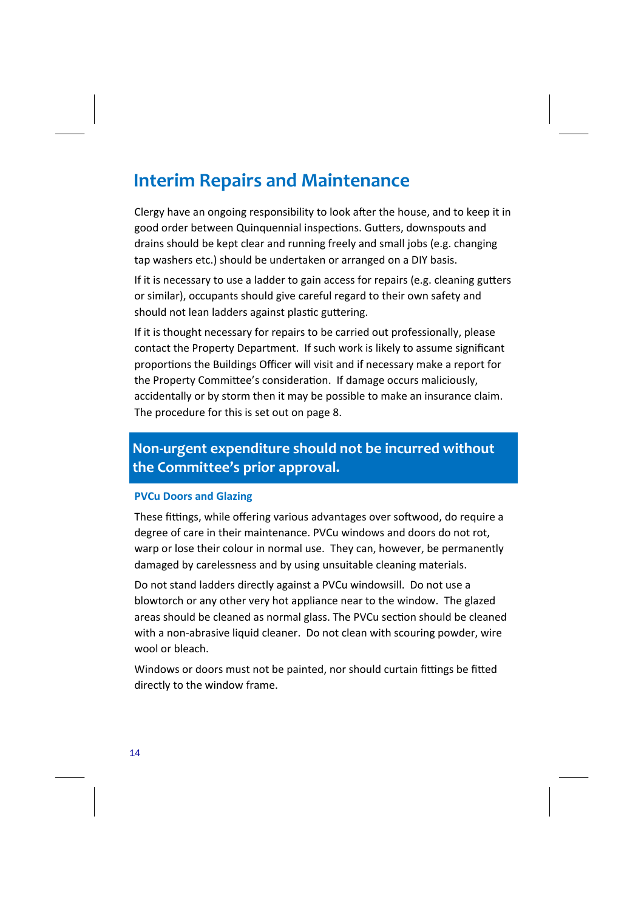# Interim Repairs and Maintenance

Clergy have an ongoing responsibility to look after the house, and to keep it in good order between Quinquennial inspections. Gutters, downspouts and drains should be kept clear and running freely and small jobs (e.g. changing tap washers etc.) should be undertaken or arranged on a DIY basis.

If it is necessary to use a ladder to gain access for repairs (e.g. cleaning gutters or similar), occupants should give careful regard to their own safety and should not lean ladders against plastic guttering.

If it is thought necessary for repairs to be carried out professionally, please contact the Property Department. If such work is likely to assume significant proportions the Buildings Officer will visit and if necessary make a report for the Property Committee's consideration. If damage occurs maliciously, accidentally or by storm then it may be possible to make an insurance claim. The procedure for this is set out on page 8.

**Non-urgent expenditure should not be incurred without the Committee's prior approval.**

### PVCu Doors and Glazing

These fittings, while offering various advantages over softwood, do require a degree of care in their maintenance. PVCu windows and doors do not rot, warp or lose their colour in normal use. They can, however, be permanently damaged by carelessness and by using unsuitable cleaning materials.

Do not stand ladders directly against a PVCu windowsill. Do not use a blowtorch or any other very hot appliance near to the window. The glazed areas should be cleaned as normal glass. The PVCu section should be cleaned with a non-abrasive liquid cleaner. Do not clean with scouring powder, wire wool or bleach.

Windows or doors must not be painted, nor should curtain fittings be fitted directly to the window frame.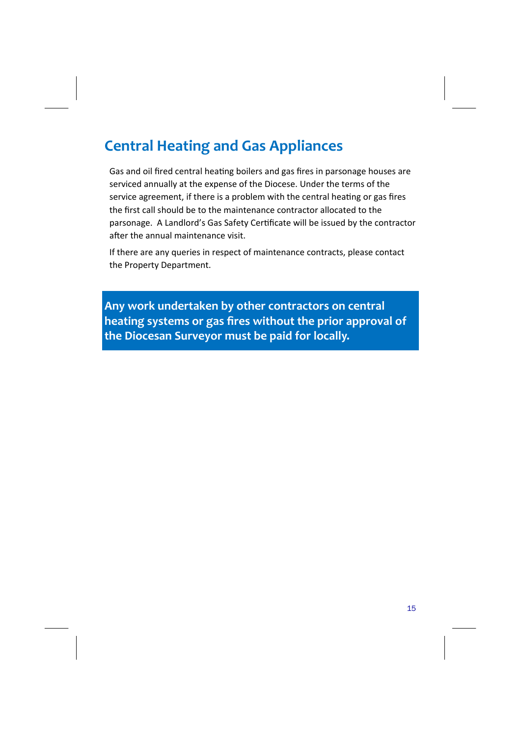# Central Heating and Gas Appliances

Gas and oil fired central heating boilers and gas fires in parsonage houses are serviced annually at the expense of the Diocese. Under the terms of the service agreement, if there is a problem with the central heating or gas fires the first call should be to the maintenance contractor allocated to the parsonage. A Landlord's Gas Safety Certificate will be issued by the contractor after the annual maintenance visit.

If there are any queries in respect of maintenance contracts, please contact the Property Department.

**Any work undertaken by other contractors on central heating systems or gas fires without the prior approval of the Diocesan Surveyor must be paid for locally.**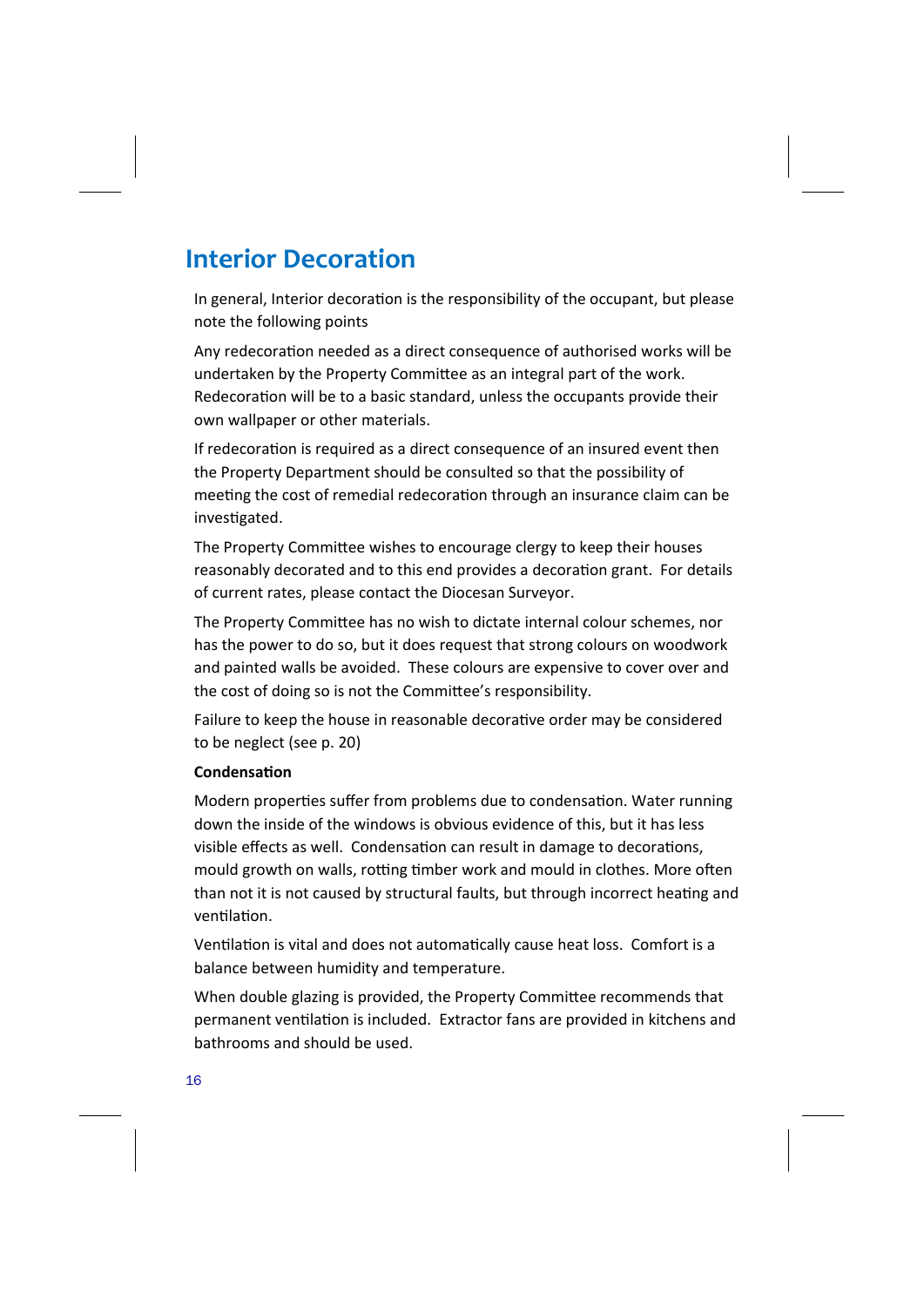# Interior Decoration

In general, Interior decoration is the responsibility of the occupant, but please note the following points

Any redecoration needed as a direct consequence of authorised works will be undertaken by the Property Committee as an integral part of the work. Redecoration will be to a basic standard, unless the occupants provide their own wallpaper or other materials.

If redecoration is required as a direct consequence of an insured event then the Property Department should be consulted so that the possibility of meeting the cost of remedial redecoration through an insurance claim can be investigated.

The Property Committee wishes to encourage clergy to keep their houses reasonably decorated and to this end provides a decoration grant. For details of current rates, please contact the Diocesan Surveyor.

The Property Committee has no wish to dictate internal colour schemes, nor has the power to do so, but it does request that strong colours on woodwork and painted walls be avoided. These colours are expensive to cover over and the cost of doing so is not the Committee's responsibility.

Failure to keep the house in reasonable decorative order may be considered to be neglect (see p. 20)

**Condensation**

Modern properties suffer from problems due to condensation. Water running down the inside of the windows is obvious evidence of this, but it has less visible effects as well. Condensation can result in damage to decorations, mould growth on walls, rotting timber work and mould in clothes. More often than not it is not caused by structural faults, but through incorrect heating and ventilation.

Ventilation is vital and does not automatically cause heat loss. Comfort is a balance between humidity and temperature.

When double glazing is provided, the Property Committee recommends that permanent ventilation is included. Extractor fans are provided in kitchens and bathrooms and should be used.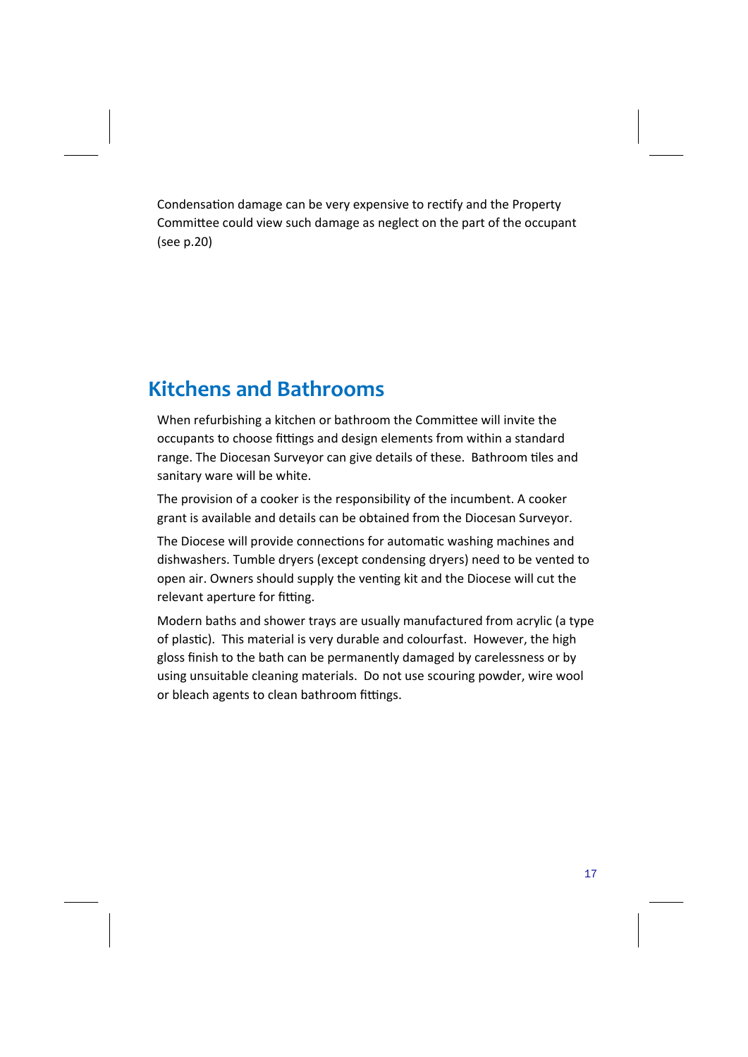Condensation damage can be very expensive to rectify and the Property Committee could view such damage as neglect on the part of the occupant (see p.20)

## Kitchens and Bathrooms

When refurbishing a kitchen or bathroom the Committee will invite the occupants to choose fittings and design elements from within a standard range. The Diocesan Surveyor can give details of these. Bathroom tiles and sanitary ware will be white.

The provision of a cooker is the responsibility of the incumbent. A cooker grant is available and details can be obtained from the Diocesan Surveyor.

The Diocese will provide connections for automatic washing machines and dishwashers. Tumble dryers (except condensing dryers) need to be vented to open air. Owners should supply the venting kit and the Diocese will cut the relevant aperture for fitting.

Modern baths and shower trays are usually manufactured from acrylic (a type of plastic). This material is very durable and colourfast. However, the high gloss finish to the bath can be permanently damaged by carelessness or by using unsuitable cleaning materials. Do not use scouring powder, wire wool or bleach agents to clean bathroom fittings.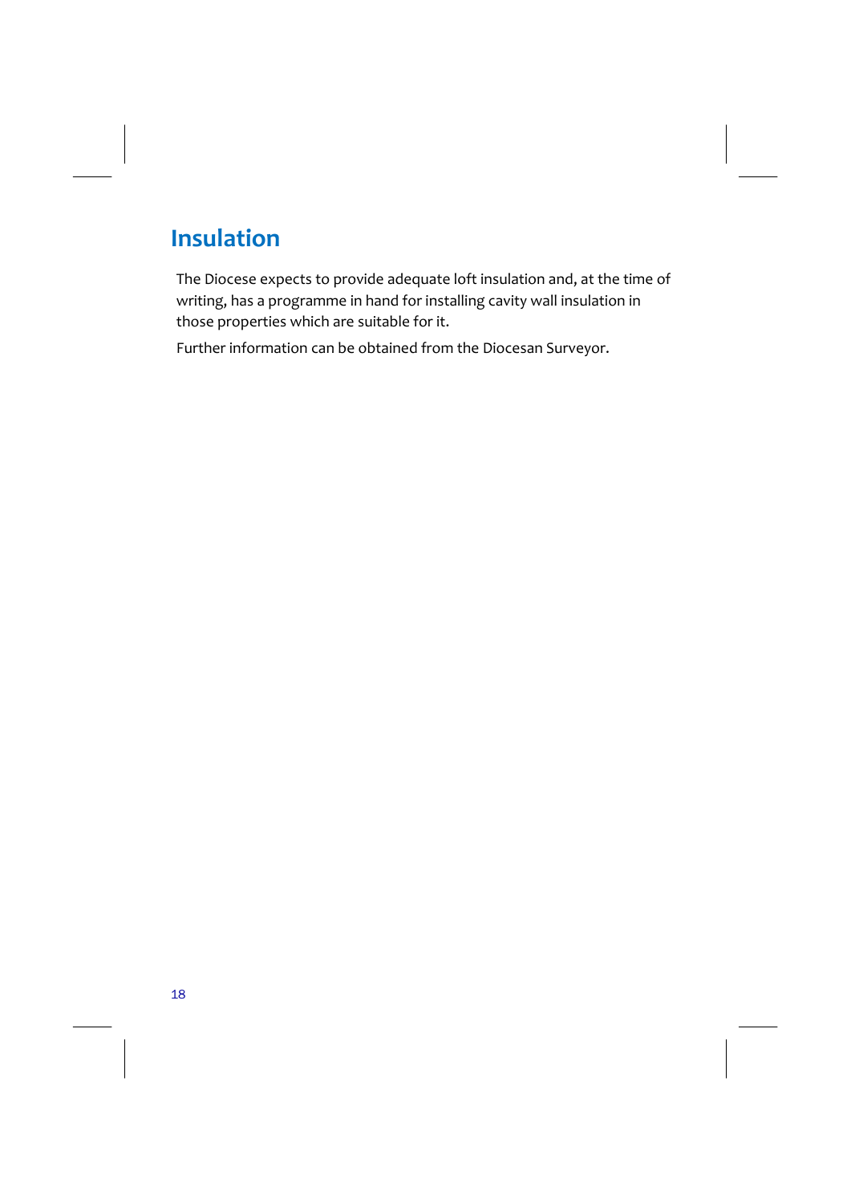## Insulation

The Diocese expects to provide adequate loft insulation and, at the time of writing, has a programme in hand for installing cavity wall insulation in those properties which are suitable for it.

Further information can be obtained from the Diocesan Surveyor.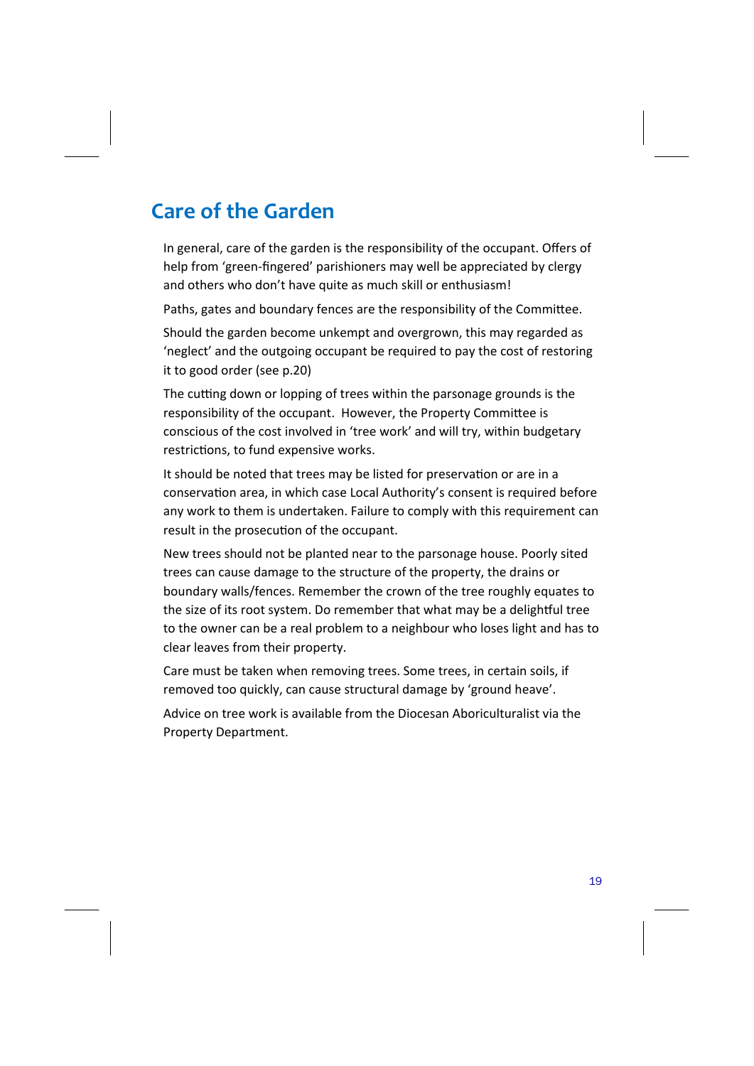# Care of the Garden

In general, care of the garden is the responsibility of the occupant. Offers of help from 'green-fingered' parishioners may well be appreciated by clergy and others who don't have quite as much skill or enthusiasm!

Paths, gates and boundary fences are the responsibility of the Committee.

Should the garden become unkempt and overgrown, this may regarded as 'neglect' and the outgoing occupant be required to pay the cost of restoring it to good order (see p.20)

The cutting down or lopping of trees within the parsonage grounds is the responsibility of the occupant. However, the Property Committee is conscious of the cost involved in 'tree work' and will try, within budgetary restrictions, to fund expensive works.

It should be noted that trees may be listed for preservation or are in a conservation area, in which case Local Authority's consent is required before any work to them is undertaken. Failure to comply with this requirement can result in the prosecution of the occupant.

New trees should not be planted near to the parsonage house. Poorly sited trees can cause damage to the structure of the property, the drains or boundary walls/fences. Remember the crown of the tree roughly equates to the size of its root system. Do remember that what may be a delightful tree to the owner can be a real problem to a neighbour who loses light and has to clear leaves from their property.

Care must be taken when removing trees. Some trees, in certain soils, if removed too quickly, can cause structural damage by 'ground heave'.

Advice on tree work is available from the Diocesan Aboriculturalist via the Property Department.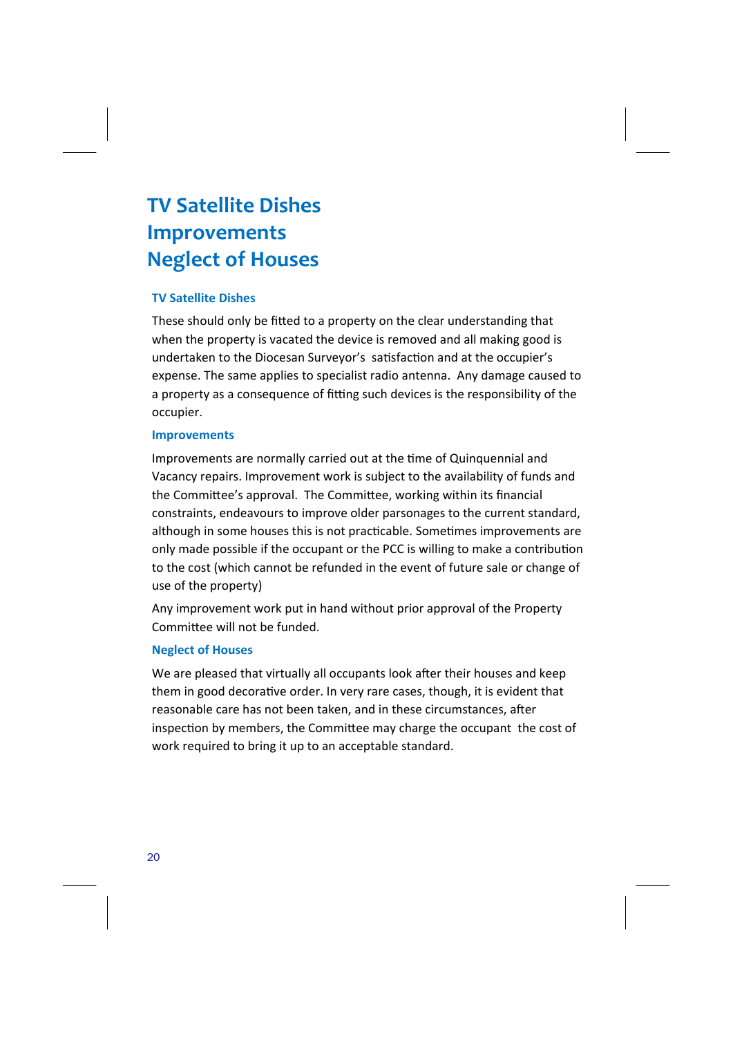# TV Satellite Dishes
# Improvements
# Neglect of Houses

### TV Satellite Dishes

These should only be fitted to a property on the clear understanding that when the property is vacated the device is removed and all making good is undertaken to the Diocesan Surveyor's satisfaction and at the occupier's expense. The same applies to specialist radio antenna. Any damage caused to a property as a consequence of fitting such devices is the responsibility of the occupier.

### Improvements

Improvements are normally carried out at the time of Quinquennial and Vacancy repairs. Improvement work is subject to the availability of funds and the Committee's approval. The Committee, working within its financial constraints, endeavours to improve older parsonages to the current standard, although in some houses this is not practicable. Sometimes improvements are only made possible if the occupant or the PCC is willing to make a contribution to the cost (which cannot be refunded in the event of future sale or change of use of the property)

Any improvement work put in hand without prior approval of the Property Committee will not be funded.

### Neglect of Houses

We are pleased that virtually all occupants look after their houses and keep them in good decorative order. In very rare cases, though, it is evident that reasonable care has not been taken, and in these circumstances, after inspection by members, the Committee may charge the occupant the cost of work required to bring it up to an acceptable standard.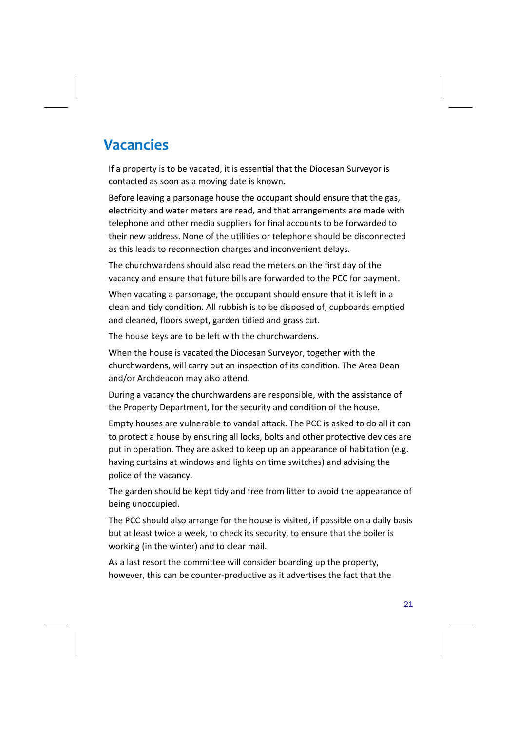# Vacancies

If a property is to be vacated, it is essential that the Diocesan Surveyor is contacted as soon as a moving date is known.

Before leaving a parsonage house the occupant should ensure that the gas, electricity and water meters are read, and that arrangements are made with telephone and other media suppliers for final accounts to be forwarded to their new address. None of the utilities or telephone should be disconnected as this leads to reconnection charges and inconvenient delays.

The churchwardens should also read the meters on the first day of the vacancy and ensure that future bills are forwarded to the PCC for payment.

When vacating a parsonage, the occupant should ensure that it is left in a clean and tidy condition. All rubbish is to be disposed of, cupboards emptied and cleaned, floors swept, garden tidied and grass cut.

The house keys are to be left with the churchwardens.

When the house is vacated the Diocesan Surveyor, together with the churchwardens, will carry out an inspection of its condition. The Area Dean and/or Archdeacon may also attend.

During a vacancy the churchwardens are responsible, with the assistance of the Property Department, for the security and condition of the house.

Empty houses are vulnerable to vandal attack. The PCC is asked to do all it can to protect a house by ensuring all locks, bolts and other protective devices are put in operation. They are asked to keep up an appearance of habitation (e.g. having curtains at windows and lights on time switches) and advising the police of the vacancy.

The garden should be kept tidy and free from litter to avoid the appearance of being unoccupied.

The PCC should also arrange for the house is visited, if possible on a daily basis but at least twice a week, to check its security, to ensure that the boiler is working (in the winter) and to clear mail.

As a last resort the committee will consider boarding up the property, however, this can be counter-productive as it advertises the fact that the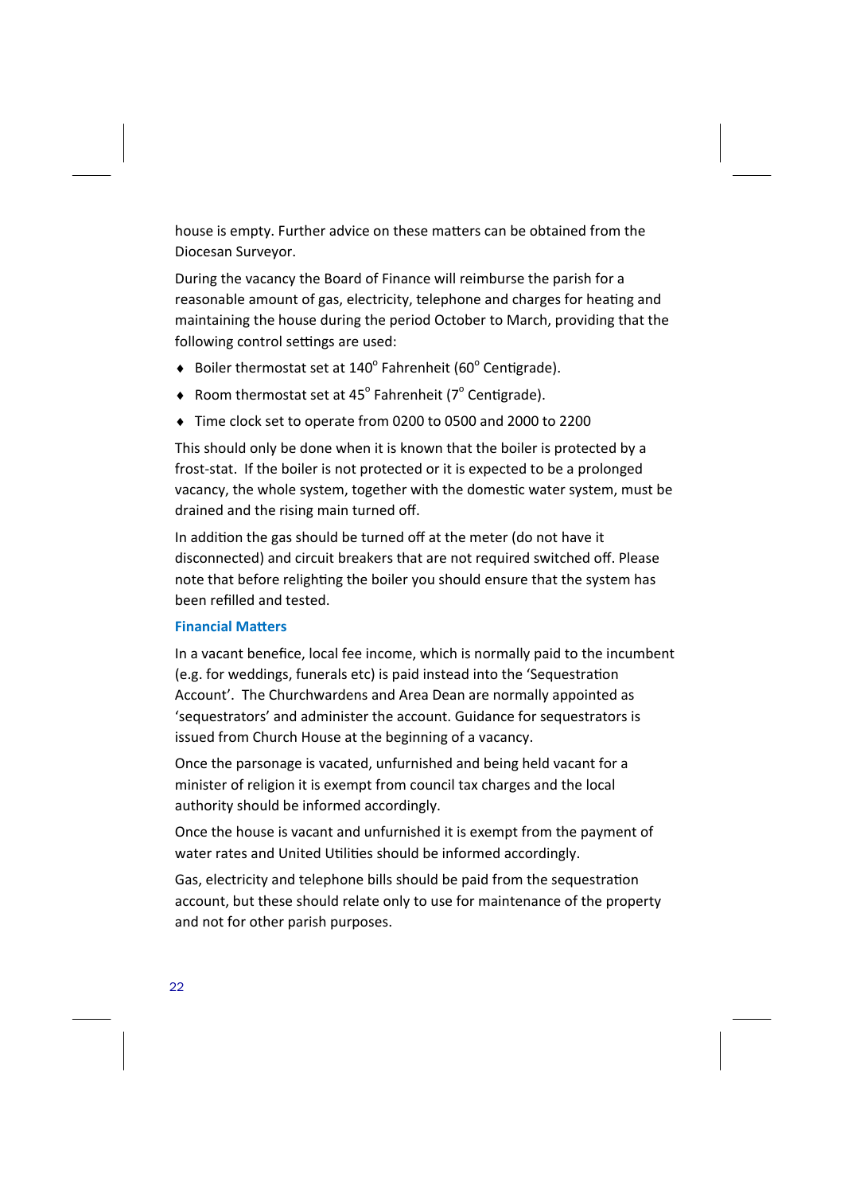house is empty. Further advice on these matters can be obtained from the Diocesan Surveyor.

During the vacancy the Board of Finance will reimburse the parish for a reasonable amount of gas, electricity, telephone and charges for heating and maintaining the house during the period October to March, providing that the following control settings are used:

- Boiler thermostat set at 140° Fahrenheit (60° Centigrade).
- Room thermostat set at 45° Fahrenheit (7° Centigrade).
- Time clock set to operate from 0200 to 0500 and 2000 to 2200

This should only be done when it is known that the boiler is protected by a frost-stat. If the boiler is not protected or it is expected to be a prolonged vacancy, the whole system, together with the domestic water system, must be drained and the rising main turned off.

In addition the gas should be turned off at the meter (do not have it disconnected) and circuit breakers that are not required switched off. Please note that before relighting the boiler you should ensure that the system has been refilled and tested.

### Financial Matters

In a vacant benefice, local fee income, which is normally paid to the incumbent (e.g. for weddings, funerals etc) is paid instead into the 'Sequestration Account'. The Churchwardens and Area Dean are normally appointed as 'sequestrators' and administer the account. Guidance for sequestrators is issued from Church House at the beginning of a vacancy.

Once the parsonage is vacated, unfurnished and being held vacant for a minister of religion it is exempt from council tax charges and the local authority should be informed accordingly.

Once the house is vacant and unfurnished it is exempt from the payment of water rates and United Utilities should be informed accordingly.

Gas, electricity and telephone bills should be paid from the sequestration account, but these should relate only to use for maintenance of the property and not for other parish purposes.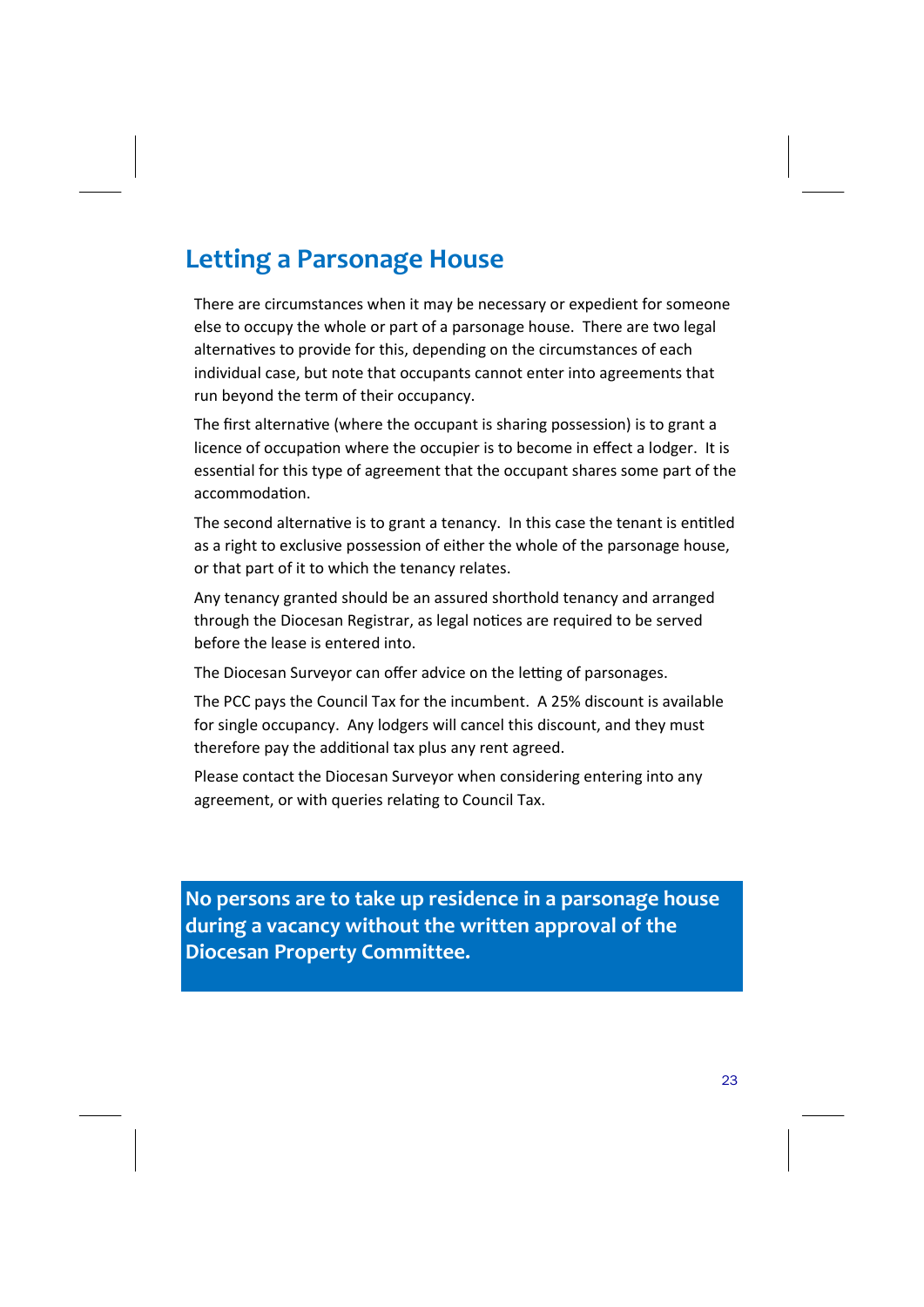## Letting a Parsonage House

There are circumstances when it may be necessary or expedient for someone else to occupy the whole or part of a parsonage house. There are two legal alternatives to provide for this, depending on the circumstances of each individual case, but note that occupants cannot enter into agreements that run beyond the term of their occupancy.

The first alternative (where the occupant is sharing possession) is to grant a licence of occupation where the occupier is to become in effect a lodger. It is essential for this type of agreement that the occupant shares some part of the accommodation.

The second alternative is to grant a tenancy. In this case the tenant is entitled as a right to exclusive possession of either the whole of the parsonage house, or that part of it to which the tenancy relates.

Any tenancy granted should be an assured shorthold tenancy and arranged through the Diocesan Registrar, as legal notices are required to be served before the lease is entered into.

The Diocesan Surveyor can offer advice on the letting of parsonages.

The PCC pays the Council Tax for the incumbent. A 25% discount is available for single occupancy. Any lodgers will cancel this discount, and they must therefore pay the additional tax plus any rent agreed.

Please contact the Diocesan Surveyor when considering entering into any agreement, or with queries relating to Council Tax.

**No persons are to take up residence in a parsonage house during a vacancy without the written approval of the Diocesan Property Committee.**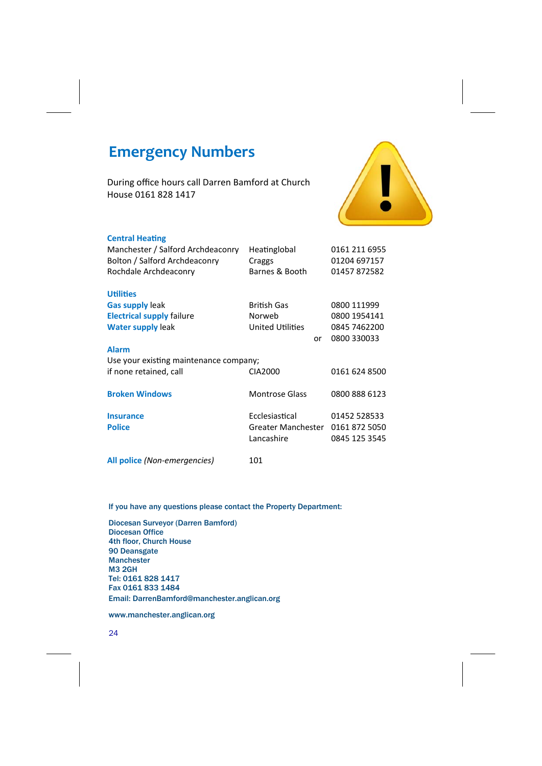# Emergency Numbers

During office hours call Darren Bamford at Church House 0161 828 1417

| | | |
|---|---|---|
| **Central Heating** | | |
| Manchester / Salford Archdeaconry | Heatinglobal | 0161 211 6955 |
| Bolton / Salford Archdeaconry | Craggs | 01204 697157 |
| Rochdale Archdeaconry | Barnes & Booth | 01457 872582 |
| | | |
| **Utilities** | | |
| **Gas supply** leak | British Gas | 0800 111999 |
| **Electrical supply** failure | Norweb | 0800 1954141 |
| **Water supply** leak | United Utilities | 0845 7462200 |
| | or | 0800 330033 |
| **Alarm** | | |
| Use your existing maintenance company; | | |
| if none retained, call | CIA2000 | 0161 624 8500 |
| | | |
| **Broken Windows** | Montrose Glass | 0800 888 6123 |
| | | |
| **Insurance** | Ecclesiastical | 01452 528533 |
| **Police** | Greater Manchester | 0161 872 5050 |
| | Lancashire | 0845 125 3545 |
| | | |
| **All police** *(Non-emergencies)* | 101 | |

**If you have any questions please contact the Property Department:**

**Diocesan Surveyor (Darren Bamford)**
**Diocesan Office**
**4th floor, Church House**
**90 Deansgate**
**Manchester**
**M3 2GH**
**Tel: 0161 828 1417**
**Fax 0161 833 1484**
**Email: DarrenBamford@manchester.anglican.org**

**www.manchester.anglican.org**